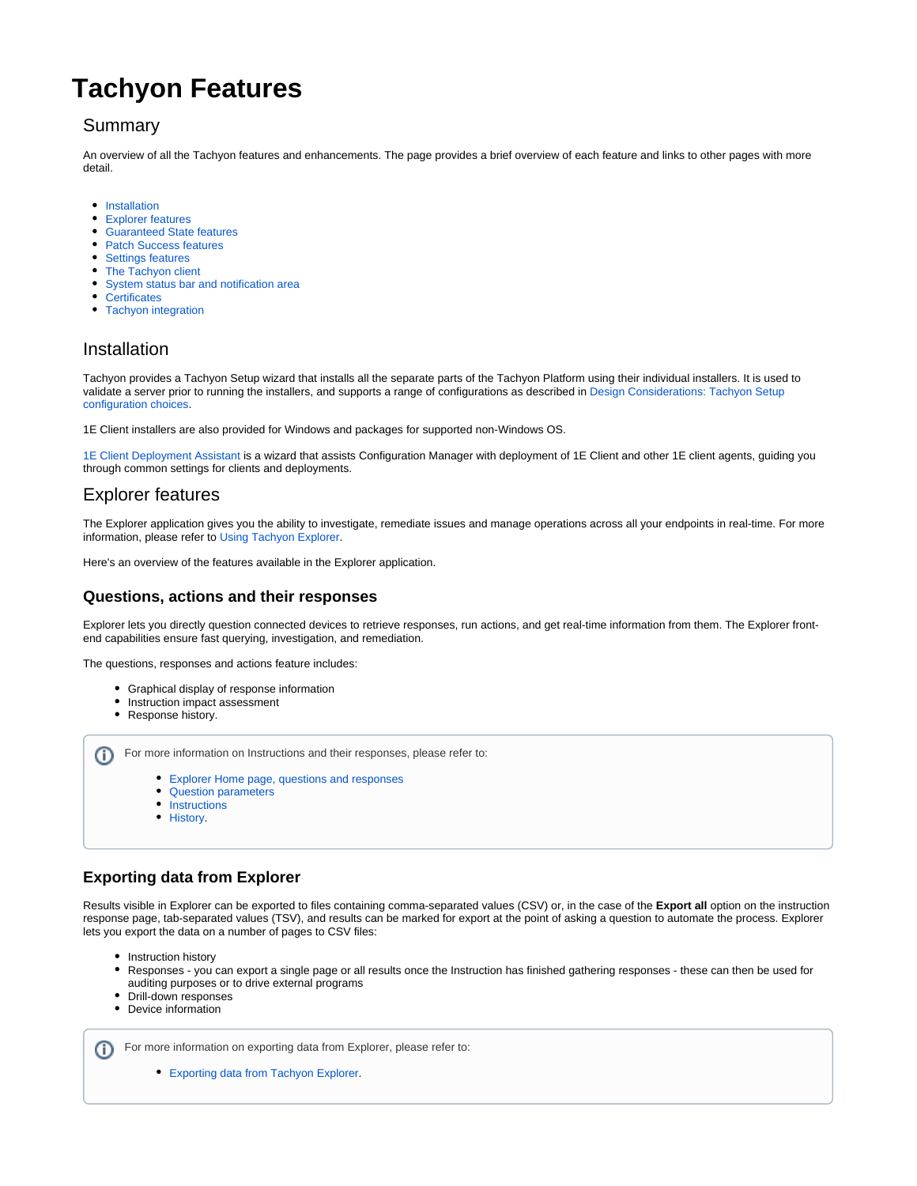# Tachyon Features

## Summary

An overview of all the Tachyon features and enhancements. The page provides a brief overview of each feature and links to other pages with more detail.

- Installation
- Explorer features
- Guaranteed State features
- Patch Success features
- Settings features
- The Tachyon client
- System status bar and notification area
- Certificates
- Tachyon integration

## Installation

Tachyon provides a Tachyon Setup wizard that installs all the separate parts of the Tachyon Platform using their individual installers. It is used to validate a server prior to running the installers, and supports a range of configurations as described in Design Considerations: Tachyon Setup configuration choices.

1E Client installers are also provided for Windows and packages for supported non-Windows OS.

1E Client Deployment Assistant is a wizard that assists Configuration Manager with deployment of 1E Client and other 1E client agents, guiding you through common settings for clients and deployments.

## Explorer features

The Explorer application gives you the ability to investigate, remediate issues and manage operations across all your endpoints in real-time. For more information, please refer to Using Tachyon Explorer.

Here's an overview of the features available in the Explorer application.

### Questions, actions and their responses

Explorer lets you directly question connected devices to retrieve responses, run actions, and get real-time information from them. The Explorer front-end capabilities ensure fast querying, investigation, and remediation.

The questions, responses and actions feature includes:

- Graphical display of response information
- Instruction impact assessment
- Response history.

> For more information on Instructions and their responses, please refer to:
>
> - Explorer Home page, questions and responses
> - Question parameters
> - Instructions
> - History.

### Exporting data from Explorer

Results visible in Explorer can be exported to files containing comma-separated values (CSV) or, in the case of the **Export all** option on the instruction response page, tab-separated values (TSV), and results can be marked for export at the point of asking a question to automate the process. Explorer lets you export the data on a number of pages to CSV files:

- Instruction history
- Responses - you can export a single page or all results once the Instruction has finished gathering responses - these can then be used for auditing purposes or to drive external programs
- Drill-down responses
- Device information

> For more information on exporting data from Explorer, please refer to:
>
> - Exporting data from Tachyon Explorer.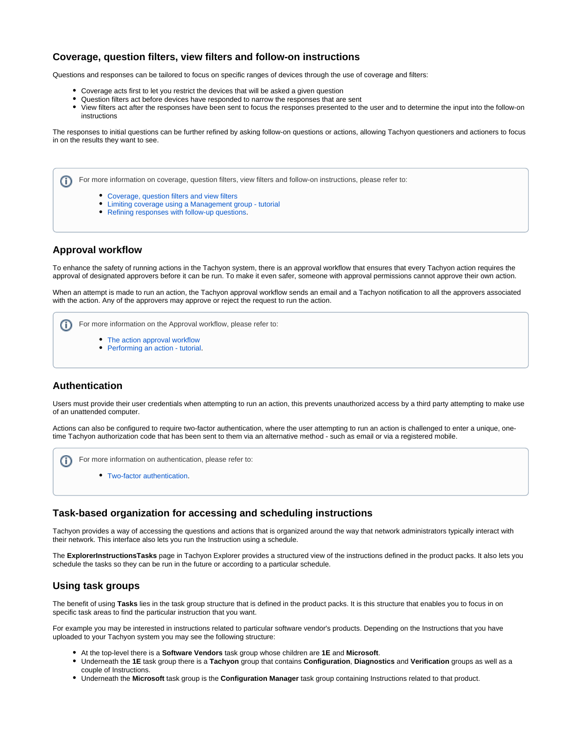## Coverage, question filters, view filters and follow-on instructions

Questions and responses can be tailored to focus on specific ranges of devices through the use of coverage and filters:

- Coverage acts first to let you restrict the devices that will be asked a given question
- Question filters act before devices have responded to narrow the responses that are sent
- View filters act after the responses have been sent to focus the responses presented to the user and to determine the input into the follow-on instructions

The responses to initial questions can be further refined by asking follow-on questions or actions, allowing Tachyon questioners and actioners to focus in on the results they want to see.

> For more information on coverage, question filters, view filters and follow-on instructions, please refer to:
>
> - Coverage, question filters and view filters
> - Limiting coverage using a Management group - tutorial
> - Refining responses with follow-up questions.

## Approval workflow

To enhance the safety of running actions in the Tachyon system, there is an approval workflow that ensures that every Tachyon action requires the approval of designated approvers before it can be run. To make it even safer, someone with approval permissions cannot approve their own action.

When an attempt is made to run an action, the Tachyon approval workflow sends an email and a Tachyon notification to all the approvers associated with the action. Any of the approvers may approve or reject the request to run the action.

> For more information on the Approval workflow, please refer to:
>
> - The action approval workflow
> - Performing an action - tutorial.

## Authentication

Users must provide their user credentials when attempting to run an action, this prevents unauthorized access by a third party attempting to make use of an unattended computer.

Actions can also be configured to require two-factor authentication, where the user attempting to run an action is challenged to enter a unique, one-time Tachyon authorization code that has been sent to them via an alternative method - such as email or via a registered mobile.

> For more information on authentication, please refer to:
>
> - Two-factor authentication.

## Task-based organization for accessing and scheduling instructions

Tachyon provides a way of accessing the questions and actions that is organized around the way that network administrators typically interact with their network. This interface also lets you run the Instruction using a schedule.

The **ExplorerInstructionsTasks** page in Tachyon Explorer provides a structured view of the instructions defined in the product packs. It also lets you schedule the tasks so they can be run in the future or according to a particular schedule.

## Using task groups

The benefit of using **Tasks** lies in the task group structure that is defined in the product packs. It is this structure that enables you to focus in on specific task areas to find the particular instruction that you want.

For example you may be interested in instructions related to particular software vendor's products. Depending on the Instructions that you have uploaded to your Tachyon system you may see the following structure:

- At the top-level there is a **Software Vendors** task group whose children are **1E** and **Microsoft**.
- Underneath the **1E** task group there is a **Tachyon** group that contains **Configuration**, **Diagnostics** and **Verification** groups as well as a couple of Instructions.
- Underneath the **Microsoft** task group is the **Configuration Manager** task group containing Instructions related to that product.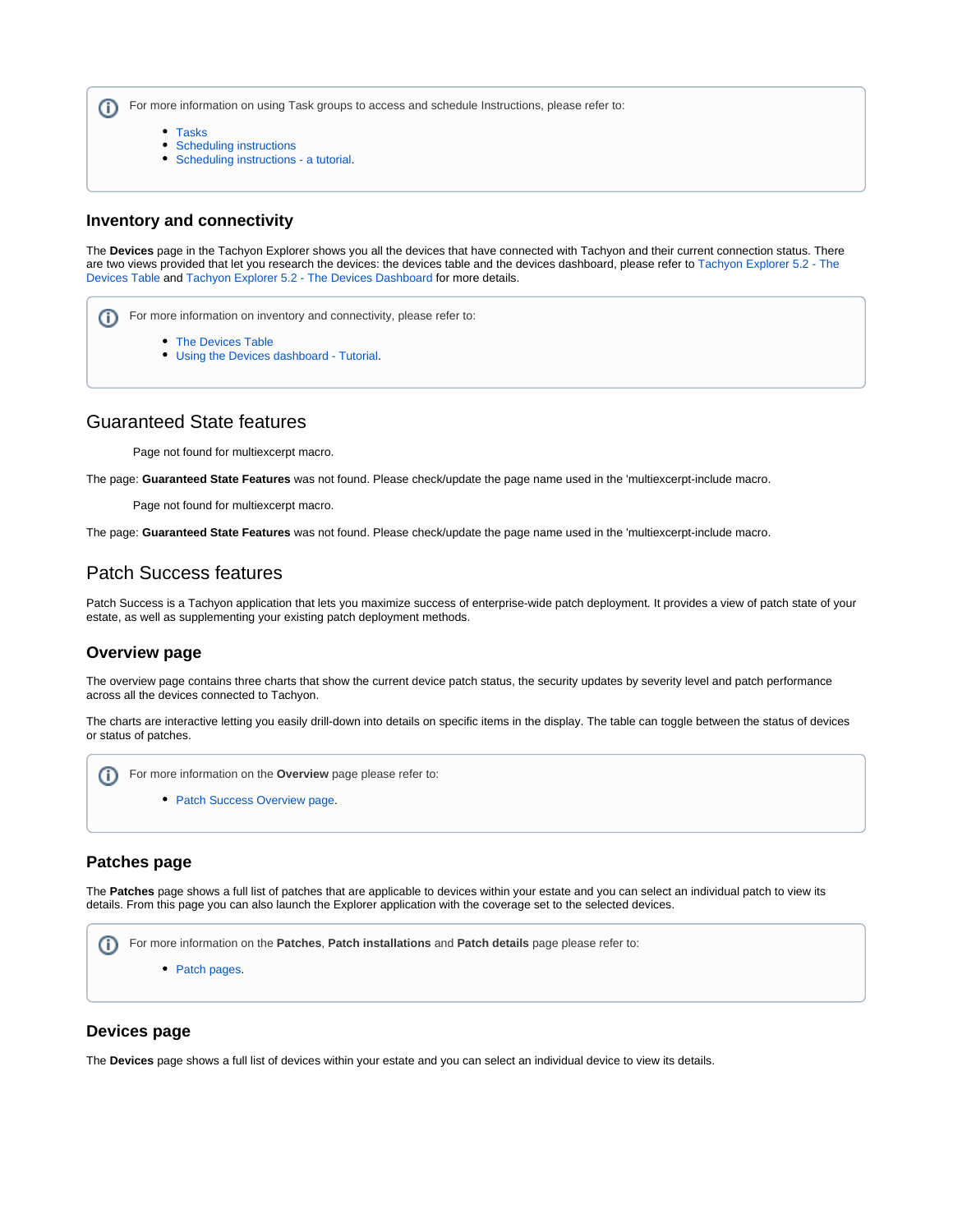For more information on using Task groups to access and schedule Instructions, please refer to:

- Tasks
- Scheduling instructions
- Scheduling instructions - a tutorial.

### Inventory and connectivity

The **Devices** page in the Tachyon Explorer shows you all the devices that have connected with Tachyon and their current connection status. There are two views provided that let you research the devices: the devices table and the devices dashboard, please refer to Tachyon Explorer 5.2 - The Devices Table and Tachyon Explorer 5.2 - The Devices Dashboard for more details.

For more information on inventory and connectivity, please refer to:

- The Devices Table
- Using the Devices dashboard - Tutorial.

## Guaranteed State features

Page not found for multiexcerpt macro.

The page: **Guaranteed State Features** was not found. Please check/update the page name used in the 'multiexcerpt-include macro.

Page not found for multiexcerpt macro.

The page: **Guaranteed State Features** was not found. Please check/update the page name used in the 'multiexcerpt-include macro.

## Patch Success features

Patch Success is a Tachyon application that lets you maximize success of enterprise-wide patch deployment. It provides a view of patch state of your estate, as well as supplementing your existing patch deployment methods.

### Overview page

The overview page contains three charts that show the current device patch status, the security updates by severity level and patch performance across all the devices connected to Tachyon.

The charts are interactive letting you easily drill-down into details on specific items in the display. The table can toggle between the status of devices or status of patches.

For more information on the **Overview** page please refer to:

- Patch Success Overview page.

### Patches page

The **Patches** page shows a full list of patches that are applicable to devices within your estate and you can select an individual patch to view its details. From this page you can also launch the Explorer application with the coverage set to the selected devices.

For more information on the **Patches**, **Patch installations** and **Patch details** page please refer to:

- Patch pages.

### Devices page

The **Devices** page shows a full list of devices within your estate and you can select an individual device to view its details.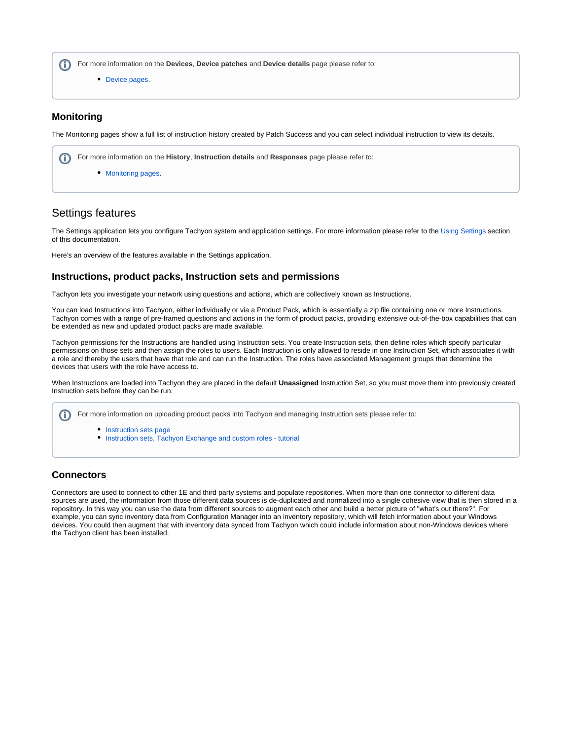> For more information on the **Devices**, **Device patches** and **Device details** page please refer to:
>
> - Device pages.

### Monitoring

The Monitoring pages show a full list of instruction history created by Patch Success and you can select individual instruction to view its details.

> For more information on the **History**, **Instruction details** and **Responses** page please refer to:
>
> - Monitoring pages.

## Settings features

The Settings application lets you configure Tachyon system and application settings. For more information please refer to the Using Settings section of this documentation.

Here's an overview of the features available in the Settings application.

### Instructions, product packs, Instruction sets and permissions

Tachyon lets you investigate your network using questions and actions, which are collectively known as Instructions.

You can load Instructions into Tachyon, either individually or via a Product Pack, which is essentially a zip file containing one or more Instructions. Tachyon comes with a range of pre-framed questions and actions in the form of product packs, providing extensive out-of-the-box capabilities that can be extended as new and updated product packs are made available.

Tachyon permissions for the Instructions are handled using Instruction sets. You create Instruction sets, then define roles which specify particular permissions on those sets and then assign the roles to users. Each Instruction is only allowed to reside in one Instruction Set, which associates it with a role and thereby the users that have that role and can run the Instruction. The roles have associated Management groups that determine the devices that users with the role have access to.

When Instructions are loaded into Tachyon they are placed in the default **Unassigned** Instruction Set, so you must move them into previously created Instruction sets before they can be run.

> For more information on uploading product packs into Tachyon and managing Instruction sets please refer to:
>
> - Instruction sets page
> - Instruction sets, Tachyon Exchange and custom roles - tutorial

### Connectors

Connectors are used to connect to other 1E and third party systems and populate repositories. When more than one connector to different data sources are used, the information from those different data sources is de-duplicated and normalized into a single cohesive view that is then stored in a repository. In this way you can use the data from different sources to augment each other and build a better picture of "what's out there?". For example, you can sync inventory data from Configuration Manager into an inventory repository, which will fetch information about your Windows devices. You could then augment that with inventory data synced from Tachyon which could include information about non-Windows devices where the Tachyon client has been installed.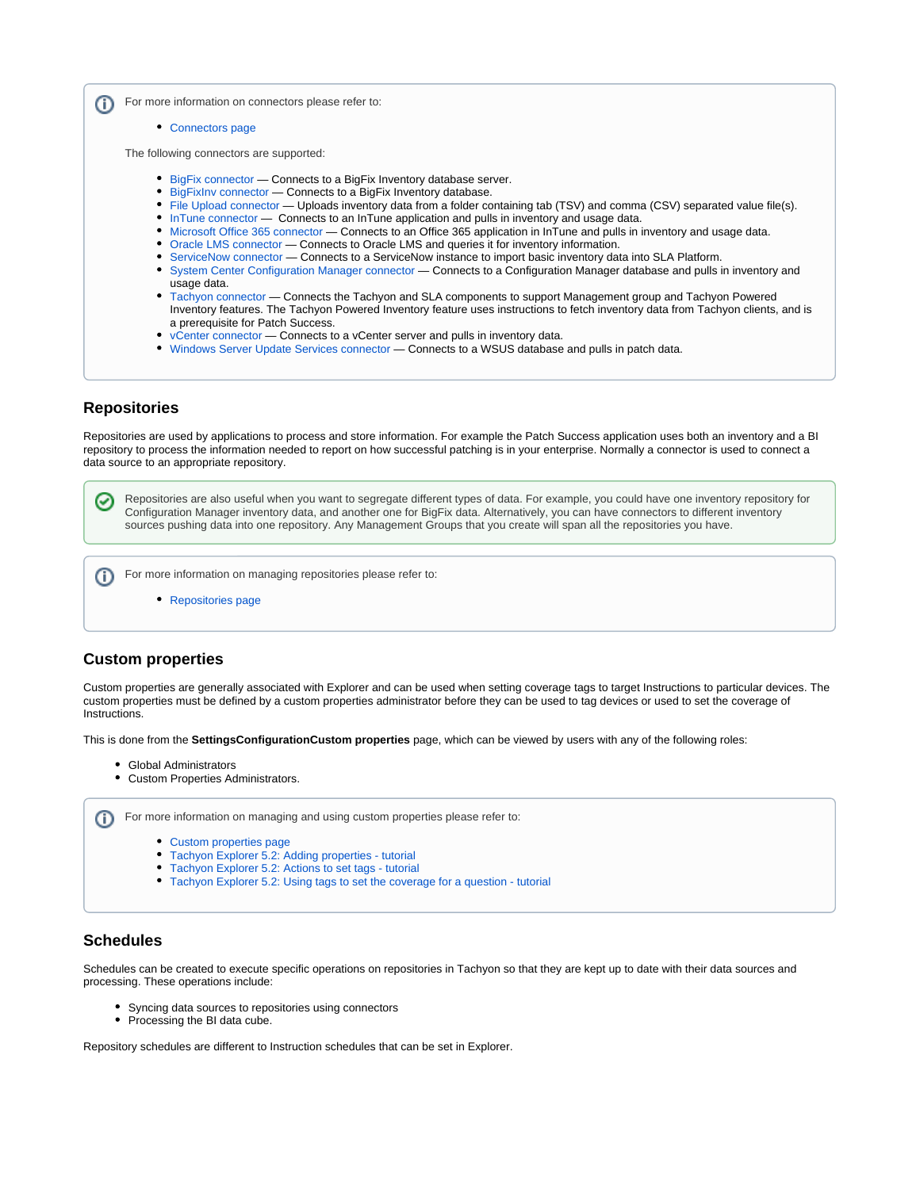For more information on connectors please refer to:

- Connectors page

The following connectors are supported:

- BigFix connector — Connects to a BigFix Inventory database server.
- BigFixInv connector — Connects to a BigFix Inventory database.
- File Upload connector — Uploads inventory data from a folder containing tab (TSV) and comma (CSV) separated value file(s).
- InTune connector — Connects to an InTune application and pulls in inventory and usage data.
- Microsoft Office 365 connector — Connects to an Office 365 application in InTune and pulls in inventory and usage data.
- Oracle LMS connector — Connects to Oracle LMS and queries it for inventory information.
- ServiceNow connector — Connects to a ServiceNow instance to import basic inventory data into SLA Platform.
- System Center Configuration Manager connector — Connects to a Configuration Manager database and pulls in inventory and usage data.
- Tachyon connector — Connects the Tachyon and SLA components to support Management group and Tachyon Powered Inventory features. The Tachyon Powered Inventory feature uses instructions to fetch inventory data from Tachyon clients, and is a prerequisite for Patch Success.
- vCenter connector — Connects to a vCenter server and pulls in inventory data.
- Windows Server Update Services connector — Connects to a WSUS database and pulls in patch data.

## Repositories

Repositories are used by applications to process and store information. For example the Patch Success application uses both an inventory and a BI repository to process the information needed to report on how successful patching is in your enterprise. Normally a connector is used to connect a data source to an appropriate repository.

Repositories are also useful when you want to segregate different types of data. For example, you could have one inventory repository for Configuration Manager inventory data, and another one for BigFix data. Alternatively, you can have connectors to different inventory sources pushing data into one repository. Any Management Groups that you create will span all the repositories you have.

For more information on managing repositories please refer to:

- Repositories page

## Custom properties

Custom properties are generally associated with Explorer and can be used when setting coverage tags to target Instructions to particular devices. The custom properties must be defined by a custom properties administrator before they can be used to tag devices or used to set the coverage of Instructions.

This is done from the **SettingsConfigurationCustom properties** page, which can be viewed by users with any of the following roles:

- Global Administrators
- Custom Properties Administrators.

For more information on managing and using custom properties please refer to:

- Custom properties page
- Tachyon Explorer 5.2: Adding properties - tutorial
- Tachyon Explorer 5.2: Actions to set tags - tutorial
- Tachyon Explorer 5.2: Using tags to set the coverage for a question - tutorial

## Schedules

Schedules can be created to execute specific operations on repositories in Tachyon so that they are kept up to date with their data sources and processing. These operations include:

- Syncing data sources to repositories using connectors
- Processing the BI data cube.

Repository schedules are different to Instruction schedules that can be set in Explorer.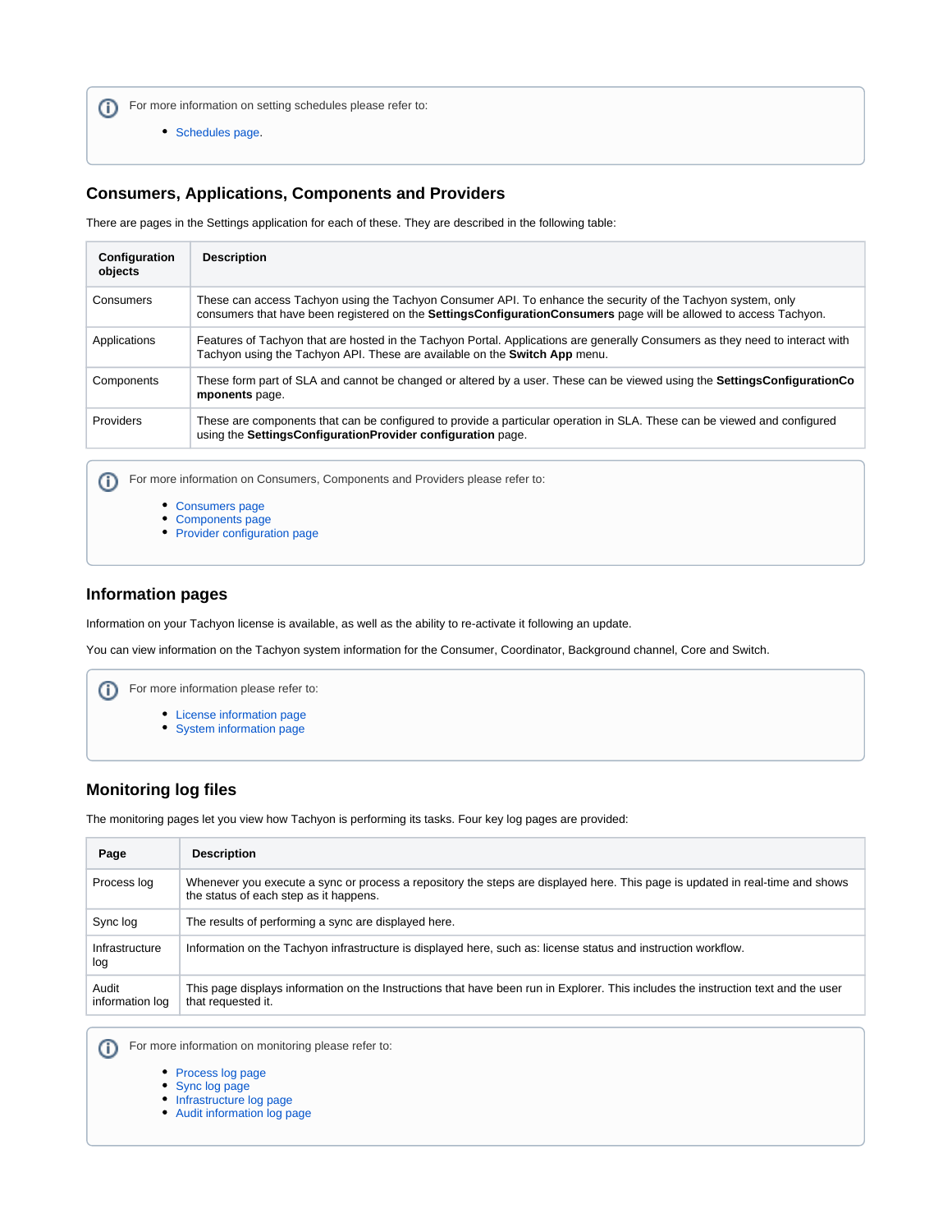For more information on setting schedules please refer to:

- Schedules page.

## Consumers, Applications, Components and Providers

There are pages in the Settings application for each of these. They are described in the following table:

| Configuration objects | Description |
|---|---|
| Consumers | These can access Tachyon using the Tachyon Consumer API. To enhance the security of the Tachyon system, only consumers that have been registered on the **SettingsConfigurationConsumers** page will be allowed to access Tachyon. |
| Applications | Features of Tachyon that are hosted in the Tachyon Portal. Applications are generally Consumers as they need to interact with Tachyon using the Tachyon API. These are available on the **Switch App** menu. |
| Components | These form part of SLA and cannot be changed or altered by a user. These can be viewed using the **SettingsConfigurationComponents** page. |
| Providers | These are components that can be configured to provide a particular operation in SLA. These can be viewed and configured using the **SettingsConfigurationProvider configuration** page. |

For more information on Consumers, Components and Providers please refer to:

- Consumers page
- Components page
- Provider configuration page

## Information pages

Information on your Tachyon license is available, as well as the ability to re-activate it following an update.

You can view information on the Tachyon system information for the Consumer, Coordinator, Background channel, Core and Switch.

For more information please refer to:

- License information page
- System information page

## Monitoring log files

The monitoring pages let you view how Tachyon is performing its tasks. Four key log pages are provided:

| Page | Description |
|---|---|
| Process log | Whenever you execute a sync or process a repository the steps are displayed here. This page is updated in real-time and shows the status of each step as it happens. |
| Sync log | The results of performing a sync are displayed here. |
| Infrastructure log | Information on the Tachyon infrastructure is displayed here, such as: license status and instruction workflow. |
| Audit information log | This page displays information on the Instructions that have been run in Explorer. This includes the instruction text and the user that requested it. |

For more information on monitoring please refer to:

- Process log page
- Sync log page
- Infrastructure log page
- Audit information log page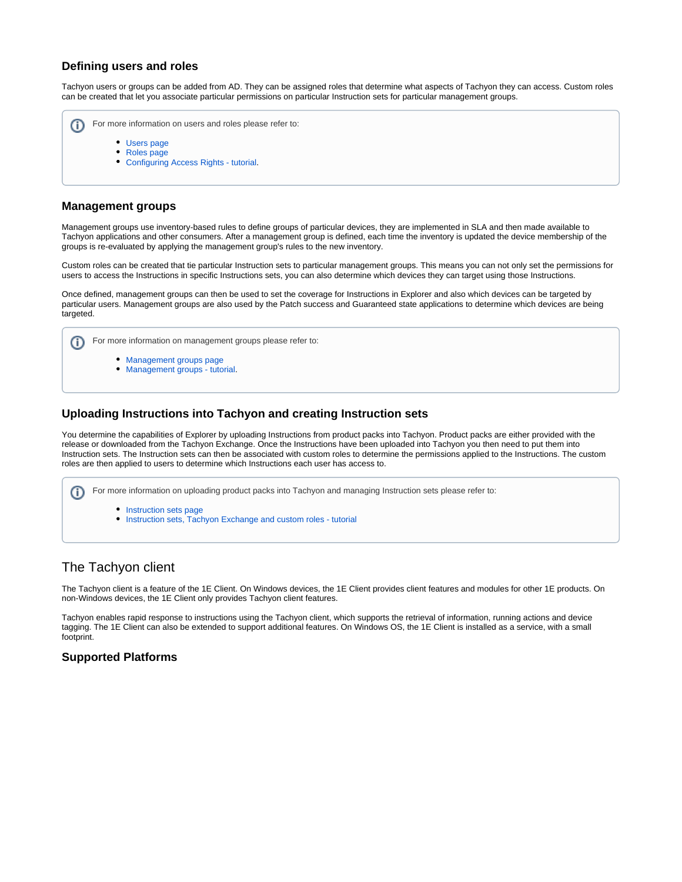### Defining users and roles

Tachyon users or groups can be added from AD. They can be assigned roles that determine what aspects of Tachyon they can access. Custom roles can be created that let you associate particular permissions on particular Instruction sets for particular management groups.

> For more information on users and roles please refer to:
>
> - Users page
> - Roles page
> - Configuring Access Rights - tutorial.

### Management groups

Management groups use inventory-based rules to define groups of particular devices, they are implemented in SLA and then made available to Tachyon applications and other consumers. After a management group is defined, each time the inventory is updated the device membership of the groups is re-evaluated by applying the management group's rules to the new inventory.

Custom roles can be created that tie particular Instruction sets to particular management groups. This means you can not only set the permissions for users to access the Instructions in specific Instructions sets, you can also determine which devices they can target using those Instructions.

Once defined, management groups can then be used to set the coverage for Instructions in Explorer and also which devices can be targeted by particular users. Management groups are also used by the Patch success and Guaranteed state applications to determine which devices are being targeted.

> For more information on management groups please refer to:
>
> - Management groups page
> - Management groups - tutorial.

### Uploading Instructions into Tachyon and creating Instruction sets

You determine the capabilities of Explorer by uploading Instructions from product packs into Tachyon. Product packs are either provided with the release or downloaded from the Tachyon Exchange. Once the Instructions have been uploaded into Tachyon you then need to put them into Instruction sets. The Instruction sets can then be associated with custom roles to determine the permissions applied to the Instructions. The custom roles are then applied to users to determine which Instructions each user has access to.

> For more information on uploading product packs into Tachyon and managing Instruction sets please refer to:
>
> - Instruction sets page
> - Instruction sets, Tachyon Exchange and custom roles - tutorial

## The Tachyon client

The Tachyon client is a feature of the 1E Client. On Windows devices, the 1E Client provides client features and modules for other 1E products. On non-Windows devices, the 1E Client only provides Tachyon client features.

Tachyon enables rapid response to instructions using the Tachyon client, which supports the retrieval of information, running actions and device tagging. The 1E Client can also be extended to support additional features. On Windows OS, the 1E Client is installed as a service, with a small footprint.

### Supported Platforms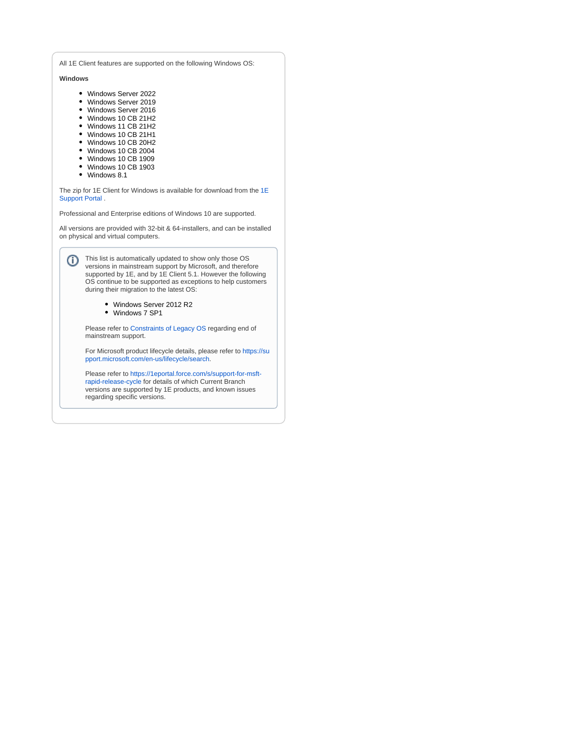All 1E Client features are supported on the following Windows OS:

**Windows**

- Windows Server 2022
- Windows Server 2019
- Windows Server 2016
- Windows 10 CB 21H2
- Windows 11 CB 21H2
- Windows 10 CB 21H1
- Windows 10 CB 20H2
- Windows 10 CB 2004
- Windows 10 CB 1909
- Windows 10 CB 1903
- Windows 8.1

The zip for 1E Client for Windows is available for download from the 1E Support Portal .

Professional and Enterprise editions of Windows 10 are supported.

All versions are provided with 32-bit & 64-installers, and can be installed on physical and virtual computers.

> This list is automatically updated to show only those OS versions in mainstream support by Microsoft, and therefore supported by 1E, and by 1E Client 5.1. However the following OS continue to be supported as exceptions to help customers during their migration to the latest OS:
>
> - Windows Server 2012 R2
> - Windows 7 SP1
>
> Please refer to Constraints of Legacy OS regarding end of mainstream support.
>
> For Microsoft product lifecycle details, please refer to https://support.microsoft.com/en-us/lifecycle/search.
>
> Please refer to https://1eportal.force.com/s/support-for-msft-rapid-release-cycle for details of which Current Branch versions are supported by 1E products, and known issues regarding specific versions.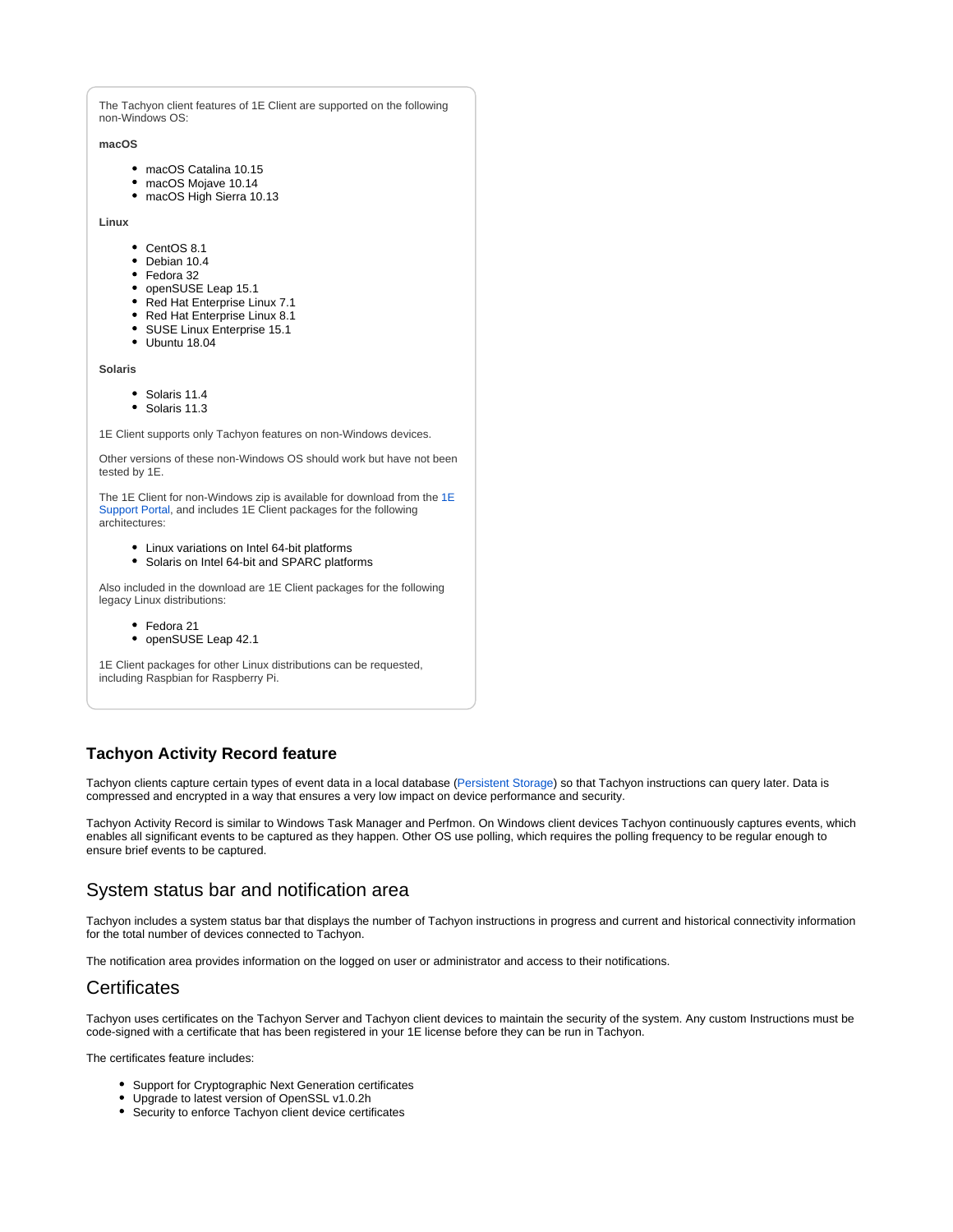The Tachyon client features of 1E Client are supported on the following non-Windows OS:

**macOS**

- macOS Catalina 10.15
- macOS Mojave 10.14
- macOS High Sierra 10.13

**Linux**

- CentOS 8.1
- Debian 10.4
- Fedora 32
- openSUSE Leap 15.1
- Red Hat Enterprise Linux 7.1
- Red Hat Enterprise Linux 8.1
- SUSE Linux Enterprise 15.1
- Ubuntu 18.04

**Solaris**

- Solaris 11.4
- Solaris 11.3

1E Client supports only Tachyon features on non-Windows devices.

Other versions of these non-Windows OS should work but have not been tested by 1E.

The 1E Client for non-Windows zip is available for download from the 1E Support Portal, and includes 1E Client packages for the following architectures:

- Linux variations on Intel 64-bit platforms
- Solaris on Intel 64-bit and SPARC platforms

Also included in the download are 1E Client packages for the following legacy Linux distributions:

- Fedora 21
- openSUSE Leap 42.1

1E Client packages for other Linux distributions can be requested, including Raspbian for Raspberry Pi.

### Tachyon Activity Record feature

Tachyon clients capture certain types of event data in a local database (Persistent Storage) so that Tachyon instructions can query later. Data is compressed and encrypted in a way that ensures a very low impact on device performance and security.

Tachyon Activity Record is similar to Windows Task Manager and Perfmon. On Windows client devices Tachyon continuously captures events, which enables all significant events to be captured as they happen. Other OS use polling, which requires the polling frequency to be regular enough to ensure brief events to be captured.

## System status bar and notification area

Tachyon includes a system status bar that displays the number of Tachyon instructions in progress and current and historical connectivity information for the total number of devices connected to Tachyon.

The notification area provides information on the logged on user or administrator and access to their notifications.

## Certificates

Tachyon uses certificates on the Tachyon Server and Tachyon client devices to maintain the security of the system. Any custom Instructions must be code-signed with a certificate that has been registered in your 1E license before they can be run in Tachyon.

The certificates feature includes:

- Support for Cryptographic Next Generation certificates
- Upgrade to latest version of OpenSSL v1.0.2h
- Security to enforce Tachyon client device certificates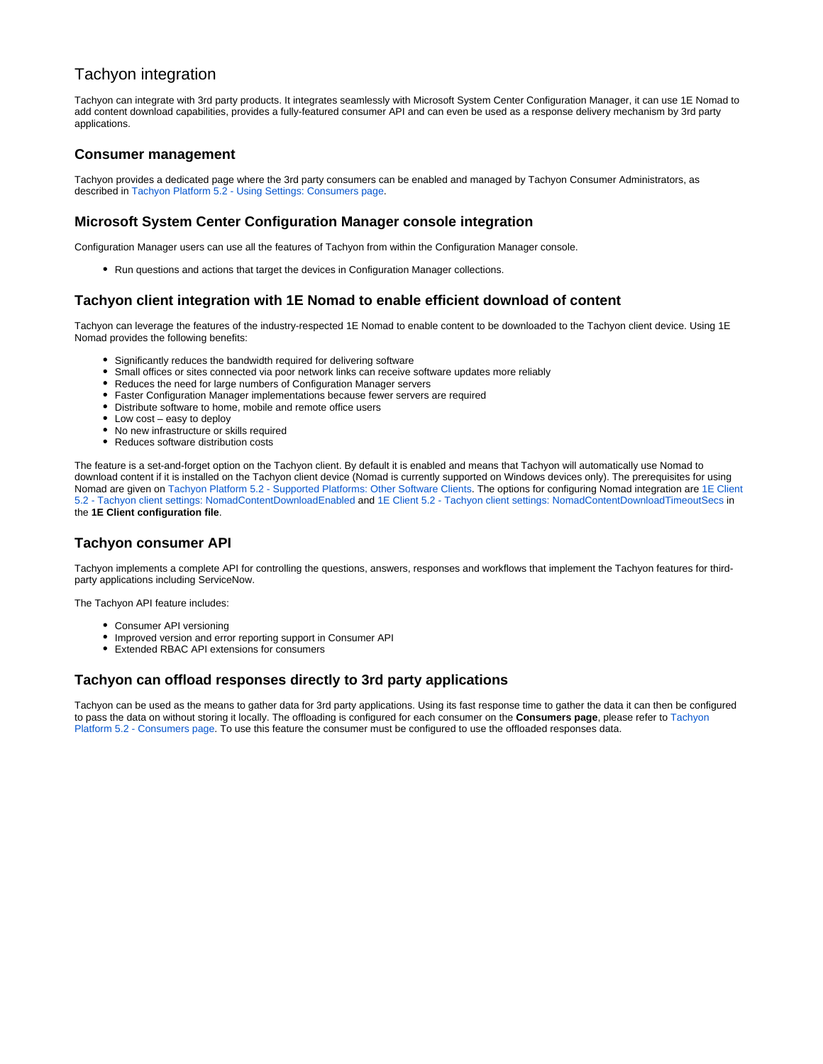# Tachyon integration

Tachyon can integrate with 3rd party products. It integrates seamlessly with Microsoft System Center Configuration Manager, it can use 1E Nomad to add content download capabilities, provides a fully-featured consumer API and can even be used as a response delivery mechanism by 3rd party applications.

## Consumer management

Tachyon provides a dedicated page where the 3rd party consumers can be enabled and managed by Tachyon Consumer Administrators, as described in Tachyon Platform 5.2 - Using Settings: Consumers page.

## Microsoft System Center Configuration Manager console integration

Configuration Manager users can use all the features of Tachyon from within the Configuration Manager console.

- Run questions and actions that target the devices in Configuration Manager collections.

## Tachyon client integration with 1E Nomad to enable efficient download of content

Tachyon can leverage the features of the industry-respected 1E Nomad to enable content to be downloaded to the Tachyon client device. Using 1E Nomad provides the following benefits:

- Significantly reduces the bandwidth required for delivering software
- Small offices or sites connected via poor network links can receive software updates more reliably
- Reduces the need for large numbers of Configuration Manager servers
- Faster Configuration Manager implementations because fewer servers are required
- Distribute software to home, mobile and remote office users
- Low cost – easy to deploy
- No new infrastructure or skills required
- Reduces software distribution costs

The feature is a set-and-forget option on the Tachyon client. By default it is enabled and means that Tachyon will automatically use Nomad to download content if it is installed on the Tachyon client device (Nomad is currently supported on Windows devices only). The prerequisites for using Nomad are given on Tachyon Platform 5.2 - Supported Platforms: Other Software Clients. The options for configuring Nomad integration are 1E Client 5.2 - Tachyon client settings: NomadContentDownloadEnabled and 1E Client 5.2 - Tachyon client settings: NomadContentDownloadTimeoutSecs in the **1E Client configuration file**.

## Tachyon consumer API

Tachyon implements a complete API for controlling the questions, answers, responses and workflows that implement the Tachyon features for third-party applications including ServiceNow.

The Tachyon API feature includes:

- Consumer API versioning
- Improved version and error reporting support in Consumer API
- Extended RBAC API extensions for consumers

## Tachyon can offload responses directly to 3rd party applications

Tachyon can be used as the means to gather data for 3rd party applications. Using its fast response time to gather the data it can then be configured to pass the data on without storing it locally. The offloading is configured for each consumer on the **Consumers page**, please refer to Tachyon Platform 5.2 - Consumers page. To use this feature the consumer must be configured to use the offloaded responses data.